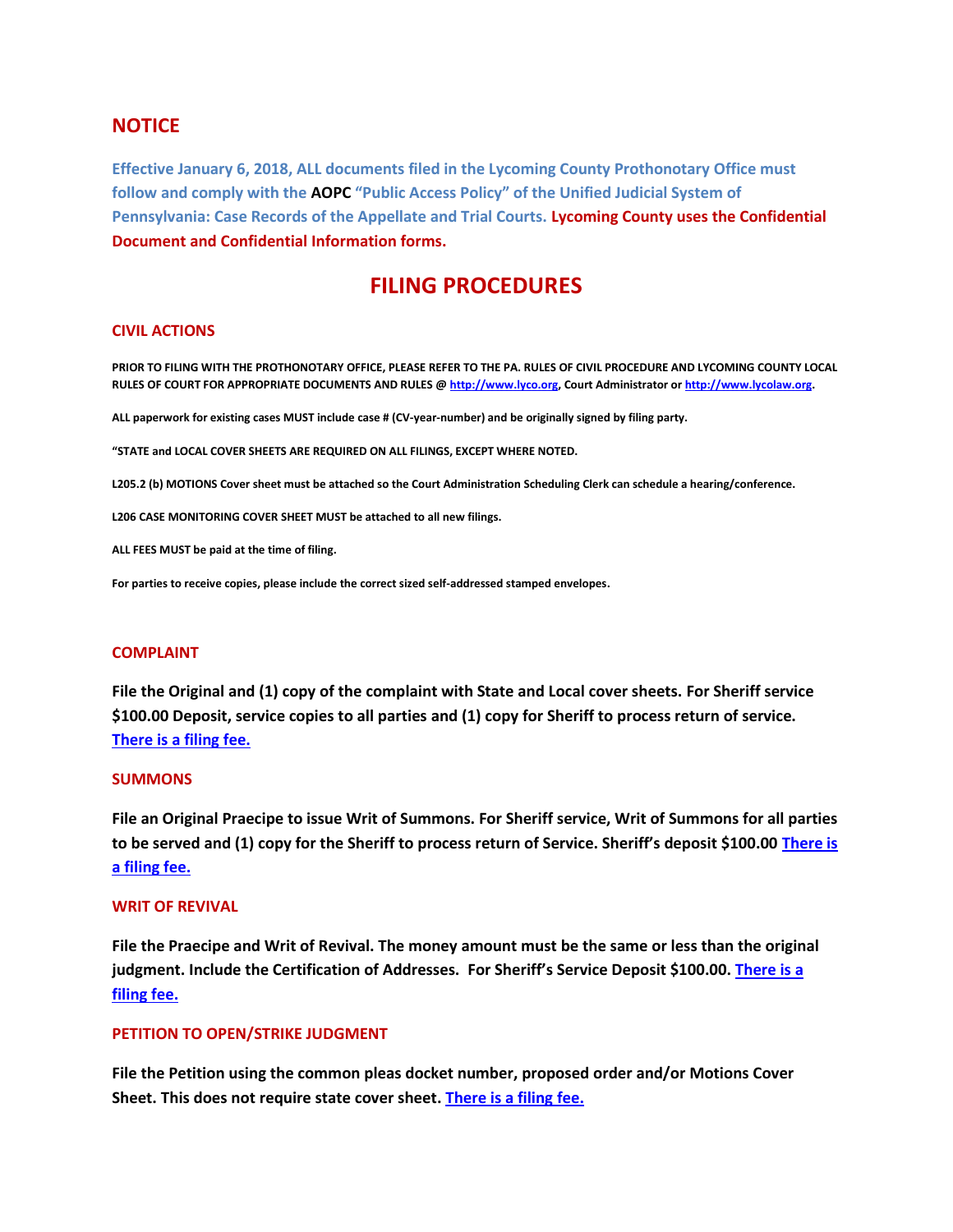## NOTICE

**Effective January 6, 2018, ALL documents filed in the Lycoming County Prothonotary Office must follow and comply with the AOPC "Public Access Policy" of the Unified Judicial System of Pennsylvania: Case Records of the Appellate and Trial Courts. Lycoming County uses the Confidential Document and Confidential Information forms.**

# FILING PROCEDURES

### CIVIL ACTIONS

**PRIOR TO FILING WITH THE PROTHONOTARY OFFICE, PLEASE REFER TO THE PA. RULES OF CIVIL PROCEDURE AND LYCOMING COUNTY LOCAL RULES OF COURT FOR APPROPRIATE DOCUMENTS AND RULES @ [http://www.lyco.org](http://www.lyco.org), Court Administrator or [http://www.lycolaw.org](http://www.lycolaw.org).**

**ALL paperwork for existing cases MUST include case # (CV-year-number) and be originally signed by filing party.**

**"STATE and LOCAL COVER SHEETS ARE REQUIRED ON ALL FILINGS, EXCEPT WHERE NOTED.**

**L205.2 (b) MOTIONS Cover sheet must be attached so the Court Administration Scheduling Clerk can schedule a hearing/conference.**

**L206 CASE MONITORING COVER SHEET MUST be attached to all new filings.**

**ALL FEES MUST be paid at the time of filing.**

**For parties to receive copies, please include the correct sized self-addressed stamped envelopes.**

### COMPLAINT

**File the Original and (1) copy of the complaint with State and Local cover sheets. For Sheriff service $100.00 Deposit, service copies to all parties and (1) copy for Sheriff to process return of service. There is a filing fee.**

### SUMMONS

**File an Original Praecipe to issue Writ of Summons. For Sheriff service, Writ of Summons for all parties to be served and (1) copy for the Sheriff to process return of Service. Sheriff's deposit $100.00 There is a filing fee.**

### WRIT OF REVIVAL

**File the Praecipe and Writ of Revival. The money amount must be the same or less than the original judgment. Include the Certification of Addresses. For Sheriff's Service Deposit $100.00. There is a filing fee.**

### PETITION TO OPEN/STRIKE JUDGMENT

**File the Petition using the common pleas docket number, proposed order and/or Motions Cover Sheet. This does not require state cover sheet. There is a filing fee.**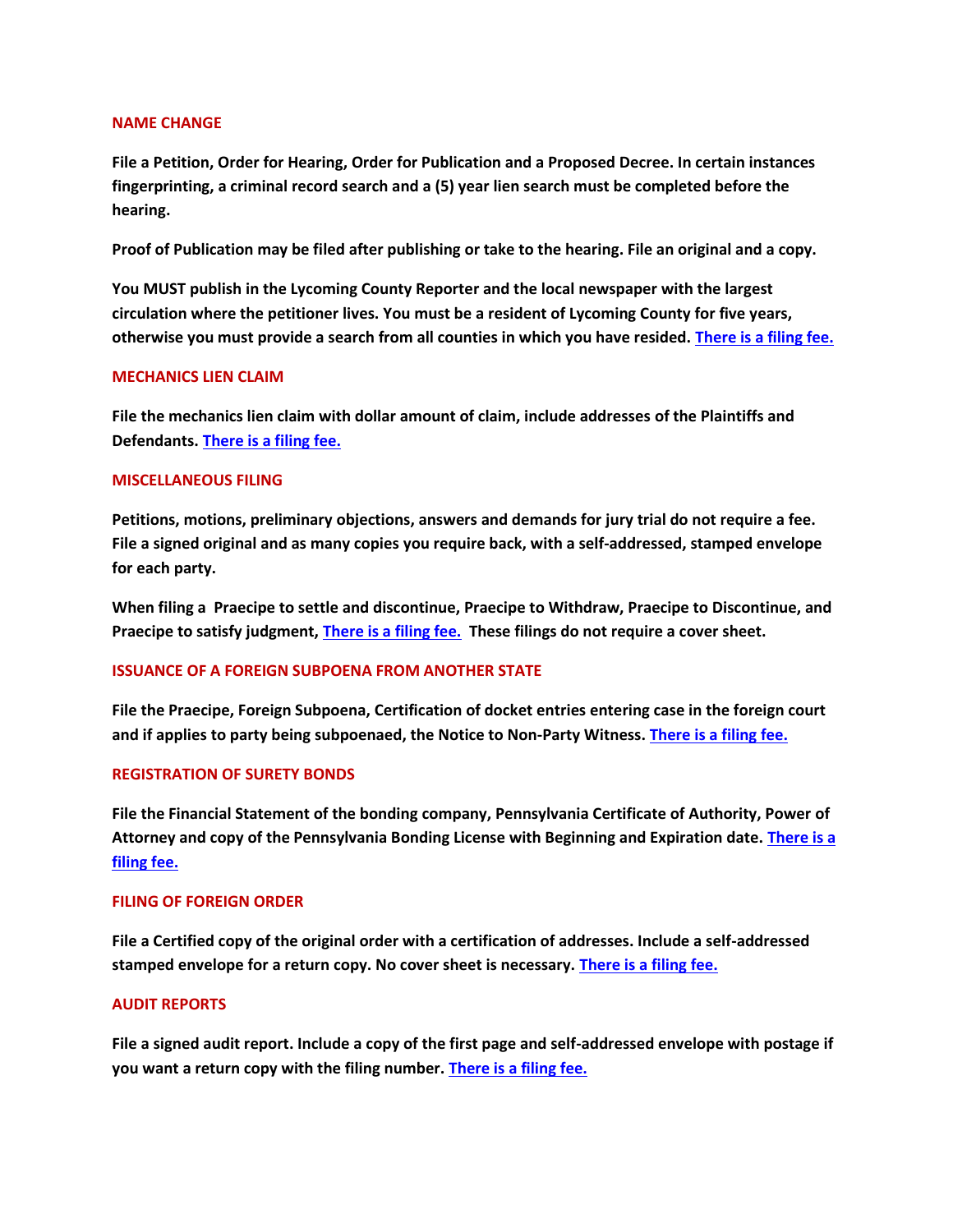## NAME CHANGE

**File a Petition, Order for Hearing, Order for Publication and a Proposed Decree. In certain instances fingerprinting, a criminal record search and a (5) year lien search must be completed before the hearing.**

**Proof of Publication may be filed after publishing or take to the hearing. File an original and a copy.**

**You MUST publish in the Lycoming County Reporter and the local newspaper with the largest circulation where the petitioner lives. You must be a resident of Lycoming County for five years, otherwise you must provide a search from all counties in which you have resided. There is a filing fee.**

## MECHANICS LIEN CLAIM

**File the mechanics lien claim with dollar amount of claim, include addresses of the Plaintiffs and Defendants. There is a filing fee.**

## MISCELLANEOUS FILING

**Petitions, motions, preliminary objections, answers and demands for jury trial do not require a fee. File a signed original and as many copies you require back, with a self-addressed, stamped envelope for each party.**

**When filing a Praecipe to settle and discontinue, Praecipe to Withdraw, Praecipe to Discontinue, and Praecipe to satisfy judgment, There is a filing fee. These filings do not require a cover sheet.**

## ISSUANCE OF A FOREIGN SUBPOENA FROM ANOTHER STATE

**File the Praecipe, Foreign Subpoena, Certification of docket entries entering case in the foreign court and if applies to party being subpoenaed, the Notice to Non-Party Witness. There is a filing fee.**

## REGISTRATION OF SURETY BONDS

**File the Financial Statement of the bonding company, Pennsylvania Certificate of Authority, Power of Attorney and copy of the Pennsylvania Bonding License with Beginning and Expiration date. There is a filing fee.**

## FILING OF FOREIGN ORDER

**File a Certified copy of the original order with a certification of addresses. Include a self-addressed stamped envelope for a return copy. No cover sheet is necessary. There is a filing fee.**

## AUDIT REPORTS

**File a signed audit report. Include a copy of the first page and self-addressed envelope with postage if you want a return copy with the filing number. There is a filing fee.**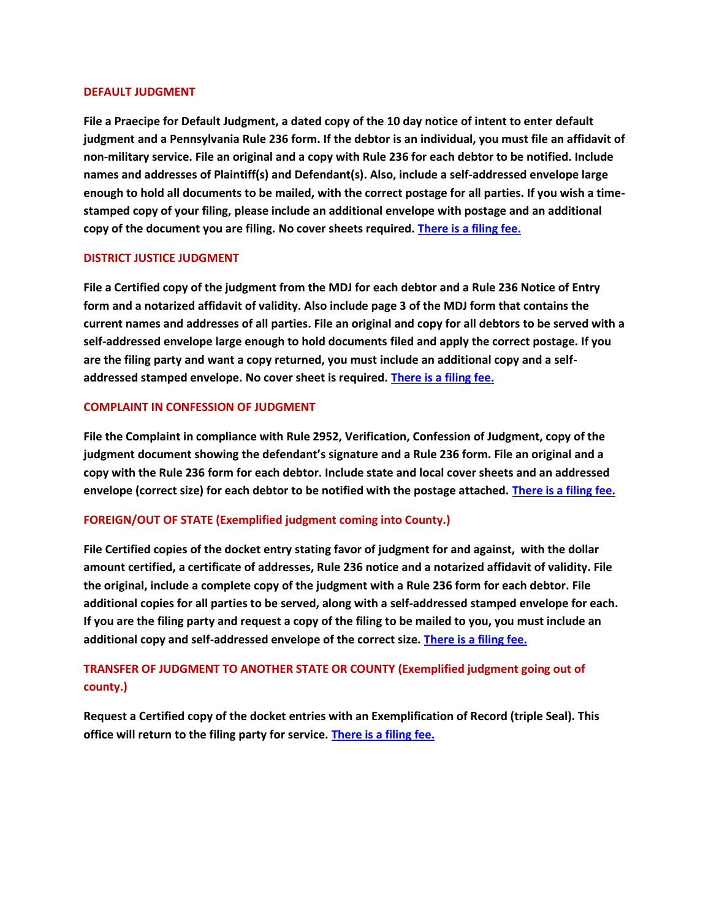## DEFAULT JUDGMENT

**File a Praecipe for Default Judgment, a dated copy of the 10 day notice of intent to enter default judgment and a Pennsylvania Rule 236 form. If the debtor is an individual, you must file an affidavit of non-military service. File an original and a copy with Rule 236 for each debtor to be notified. Include names and addresses of Plaintiff(s) and Defendant(s). Also, include a self-addressed envelope large enough to hold all documents to be mailed, with the correct postage for all parties. If you wish a time-stamped copy of your filing, please include an additional envelope with postage and an additional copy of the document you are filing. No cover sheets required. There is a filing fee.**

## DISTRICT JUSTICE JUDGMENT

**File a Certified copy of the judgment from the MDJ for each debtor and a Rule 236 Notice of Entry form and a notarized affidavit of validity. Also include page 3 of the MDJ form that contains the current names and addresses of all parties. File an original and copy for all debtors to be served with a self-addressed envelope large enough to hold documents filed and apply the correct postage. If you are the filing party and want a copy returned, you must include an additional copy and a self-addressed stamped envelope. No cover sheet is required. There is a filing fee.**

## COMPLAINT IN CONFESSION OF JUDGMENT

**File the Complaint in compliance with Rule 2952, Verification, Confession of Judgment, copy of the judgment document showing the defendant's signature and a Rule 236 form. File an original and a copy with the Rule 236 form for each debtor. Include state and local cover sheets and an addressed envelope (correct size) for each debtor to be notified with the postage attached. There is a filing fee.**

## FOREIGN/OUT OF STATE (Exemplified judgment coming into County.)

**File Certified copies of the docket entry stating favor of judgment for and against, with the dollar amount certified, a certificate of addresses, Rule 236 notice and a notarized affidavit of validity. File the original, include a complete copy of the judgment with a Rule 236 form for each debtor. File additional copies for all parties to be served, along with a self-addressed stamped envelope for each. If you are the filing party and request a copy of the filing to be mailed to you, you must include an additional copy and self-addressed envelope of the correct size. There is a filing fee.**

## TRANSFER OF JUDGMENT TO ANOTHER STATE OR COUNTY (Exemplified judgment going out of county.)

**Request a Certified copy of the docket entries with an Exemplification of Record (triple Seal). This office will return to the filing party for service. There is a filing fee.**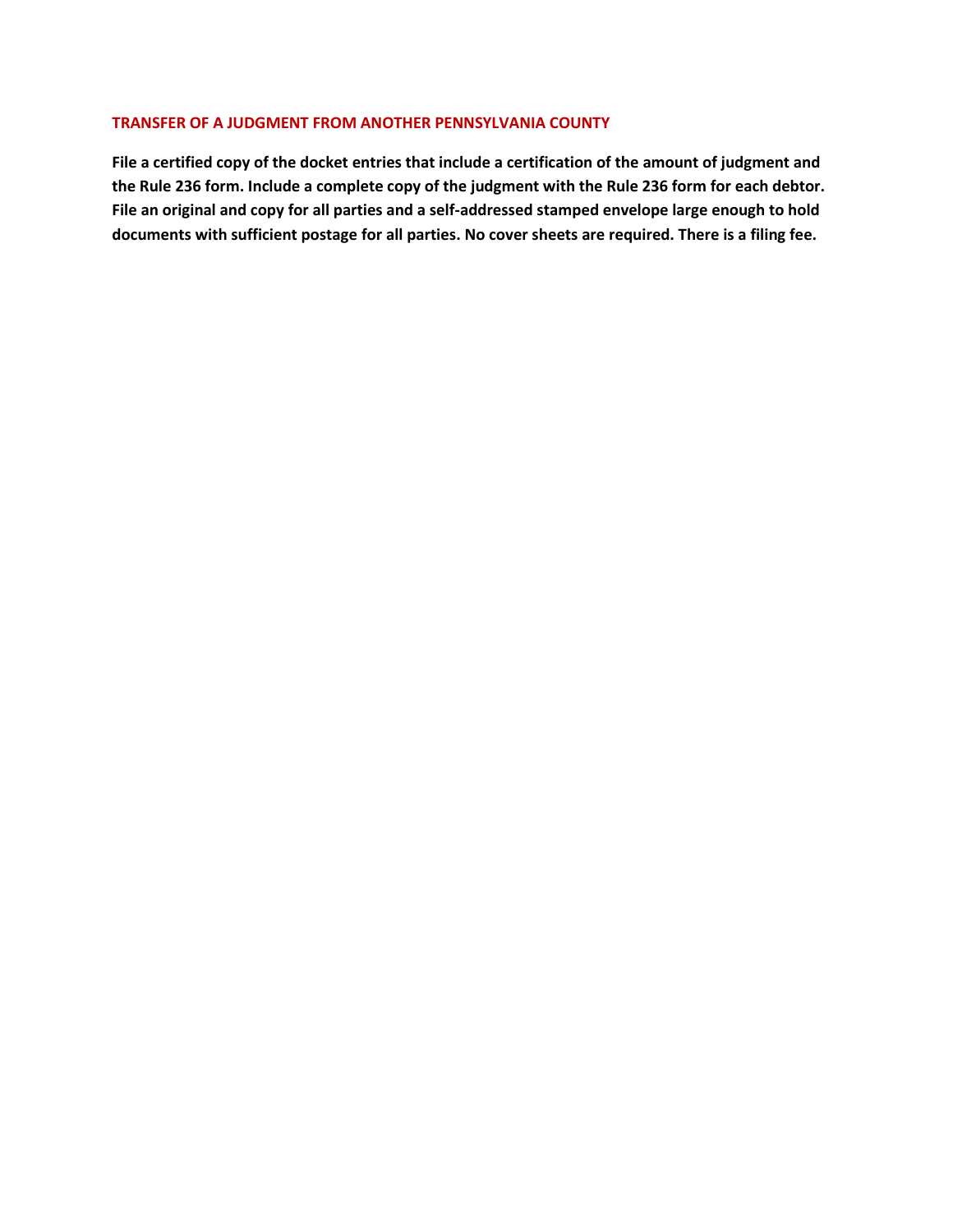### TRANSFER OF A JUDGMENT FROM ANOTHER PENNSYLVANIA COUNTY

**File a certified copy of the docket entries that include a certification of the amount of judgment and the Rule 236 form. Include a complete copy of the judgment with the Rule 236 form for each debtor. File an original and copy for all parties and a self-addressed stamped envelope large enough to hold documents with sufficient postage for all parties. No cover sheets are required. There is a filing fee.**